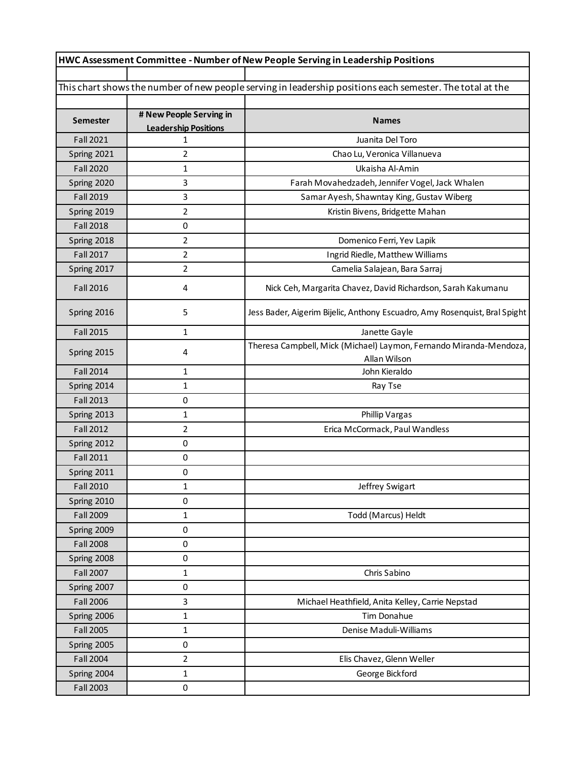**HWC Assessment Committee - Number of New People Serving in Leadership Positions**

This chart shows the number of new people serving in leadership positions each semester. The total at the

| Semester | # New People Serving in Leadership Positions | Names |
|---|---|---|
| Fall 2021 | 1 | Juanita Del Toro |
| Spring 2021 | 2 | Chao Lu, Veronica Villanueva |
| Fall 2020 | 1 | Ukaisha Al-Amin |
| Spring 2020 | 3 | Farah Movahedzadeh, Jennifer Vogel, Jack Whalen |
| Fall 2019 | 3 | Samar Ayesh, Shawntay King, Gustav Wiberg |
| Spring 2019 | 2 | Kristin Bivens, Bridgette Mahan |
| Fall 2018 | 0 | |
| Spring 2018 | 2 | Domenico Ferri, Yev Lapik |
| Fall 2017 | 2 | Ingrid Riedle, Matthew Williams |
| Spring 2017 | 2 | Camelia Salajean, Bara Sarraj |
| Fall 2016 | 4 | Nick Ceh, Margarita Chavez, David Richardson, Sarah Kakumanu |
| Spring 2016 | 5 | Jess Bader, Aigerim Bijelic, Anthony Escuadro, Amy Rosenquist, Bral Spight |
| Fall 2015 | 1 | Janette Gayle |
| Spring 2015 | 4 | Theresa Campbell, Mick (Michael) Laymon, Fernando Miranda-Mendoza, Allan Wilson |
| Fall 2014 | 1 | John Kieraldo |
| Spring 2014 | 1 | Ray Tse |
| Fall 2013 | 0 | |
| Spring 2013 | 1 | Phillip Vargas |
| Fall 2012 | 2 | Erica McCormack, Paul Wandless |
| Spring 2012 | 0 | |
| Fall 2011 | 0 | |
| Spring 2011 | 0 | |
| Fall 2010 | 1 | Jeffrey Swigart |
| Spring 2010 | 0 | |
| Fall 2009 | 1 | Todd (Marcus) Heldt |
| Spring 2009 | 0 | |
| Fall 2008 | 0 | |
| Spring 2008 | 0 | |
| Fall 2007 | 1 | Chris Sabino |
| Spring 2007 | 0 | |
| Fall 2006 | 3 | Michael Heathfield, Anita Kelley, Carrie Nepstad |
| Spring 2006 | 1 | Tim Donahue |
| Fall 2005 | 1 | Denise Maduli-Williams |
| Spring 2005 | 0 | |
| Fall 2004 | 2 | Elis Chavez, Glenn Weller |
| Spring 2004 | 1 | George Bickford |
| Fall 2003 | 0 | |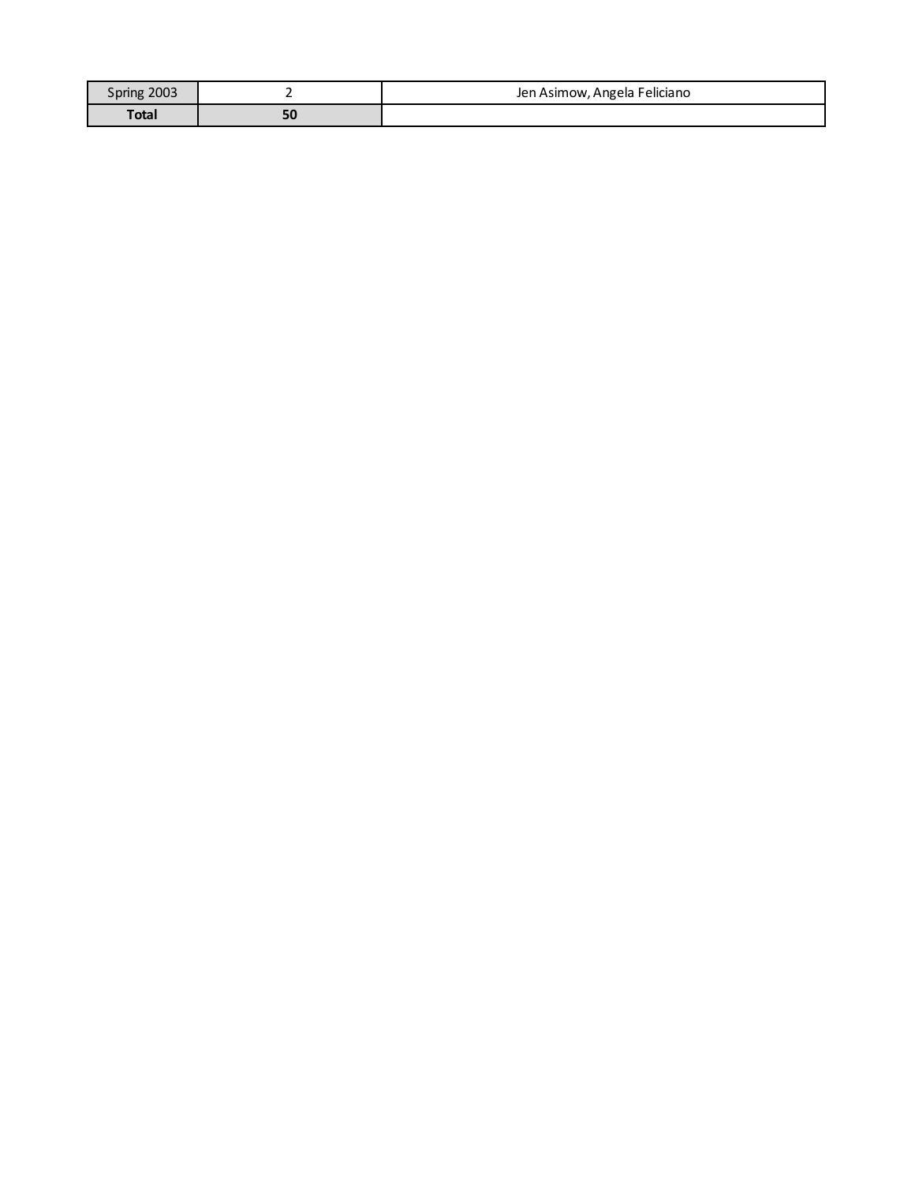| | | |
|---|---|---|
| Spring 2003 | 2 | Jen Asimow, Angela Feliciano |
| **Total** | **50** | |